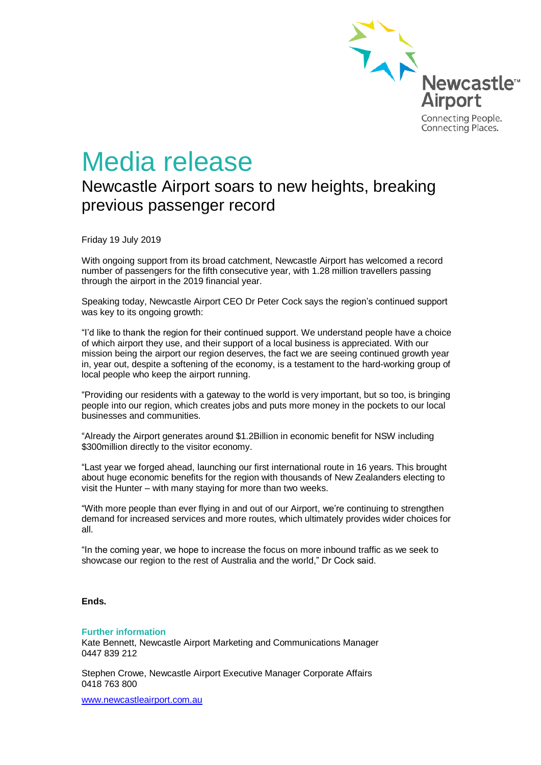Newcastle™ Airport

Connecting People.
Connecting Places.

# Media release

## Newcastle Airport soars to new heights, breaking previous passenger record

Friday 19 July 2019

With ongoing support from its broad catchment, Newcastle Airport has welcomed a record number of passengers for the fifth consecutive year, with 1.28 million travellers passing through the airport in the 2019 financial year.

Speaking today, Newcastle Airport CEO Dr Peter Cock says the region's continued support was key to its ongoing growth:

"I'd like to thank the region for their continued support. We understand people have a choice of which airport they use, and their support of a local business is appreciated. With our mission being the airport our region deserves, the fact we are seeing continued growth year in, year out, despite a softening of the economy, is a testament to the hard-working group of local people who keep the airport running.

"Providing our residents with a gateway to the world is very important, but so too, is bringing people into our region, which creates jobs and puts more money in the pockets to our local businesses and communities.

"Already the Airport generates around $1.2Billion in economic benefit for NSW including $300million directly to the visitor economy.

"Last year we forged ahead, launching our first international route in 16 years. This brought about huge economic benefits for the region with thousands of New Zealanders electing to visit the Hunter – with many staying for more than two weeks.

"With more people than ever flying in and out of our Airport, we're continuing to strengthen demand for increased services and more routes, which ultimately provides wider choices for all.

"In the coming year, we hope to increase the focus on more inbound traffic as we seek to showcase our region to the rest of Australia and the world," Dr Cock said.

**Ends.**

**Further information**

Kate Bennett, Newcastle Airport Marketing and Communications Manager
0447 839 212

Stephen Crowe, Newcastle Airport Executive Manager Corporate Affairs
0418 763 800

www.newcastleairport.com.au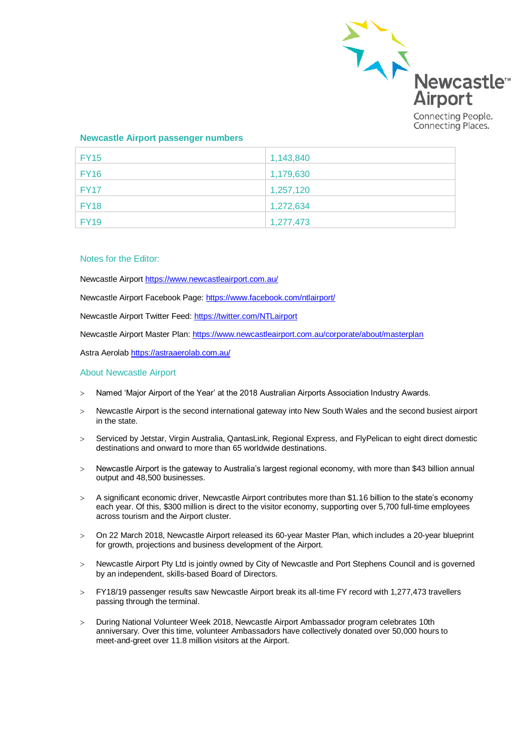## Newcastle Airport passenger numbers

| | |
|---|---|
| FY15 | 1,143,840 |
| FY16 | 1,179,630 |
| FY17 | 1,257,120 |
| FY18 | 1,272,634 |
| FY19 | 1,277,473 |

### Notes for the Editor:

Newcastle Airport https://www.newcastleairport.com.au/

Newcastle Airport Facebook Page: https://www.facebook.com/ntlairport/

Newcastle Airport Twitter Feed: https://twitter.com/NTLairport

Newcastle Airport Master Plan: https://www.newcastleairport.com.au/corporate/about/masterplan

Astra Aerolab https://astraaerolab.com.au/

### About Newcastle Airport

- Named 'Major Airport of the Year' at the 2018 Australian Airports Association Industry Awards.
- Newcastle Airport is the second international gateway into New South Wales and the second busiest airport in the state.
- Serviced by Jetstar, Virgin Australia, QantasLink, Regional Express, and FlyPelican to eight direct domestic destinations and onward to more than 65 worldwide destinations.
- Newcastle Airport is the gateway to Australia's largest regional economy, with more than $43 billion annual output and 48,500 businesses.
- A significant economic driver, Newcastle Airport contributes more than $1.16 billion to the state's economy each year. Of this, $300 million is direct to the visitor economy, supporting over 5,700 full-time employees across tourism and the Airport cluster.
- On 22 March 2018, Newcastle Airport released its 60-year Master Plan, which includes a 20-year blueprint for growth, projections and business development of the Airport.
- Newcastle Airport Pty Ltd is jointly owned by City of Newcastle and Port Stephens Council and is governed by an independent, skills-based Board of Directors.
- FY18/19 passenger results saw Newcastle Airport break its all-time FY record with 1,277,473 travellers passing through the terminal.
- During National Volunteer Week 2018, Newcastle Airport Ambassador program celebrates 10th anniversary. Over this time, volunteer Ambassadors have collectively donated over 50,000 hours to meet-and-greet over 11.8 million visitors at the Airport.